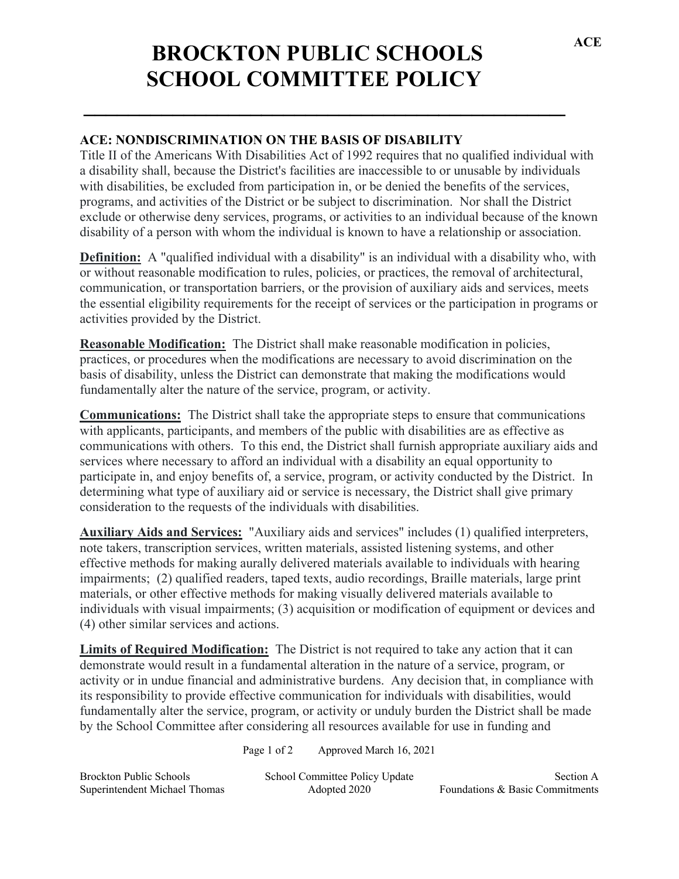# BROCKTON PUBLIC SCHOOLS
# SCHOOL COMMITTEE POLICY

## ACE: NONDISCRIMINATION ON THE BASIS OF DISABILITY

Title II of the Americans With Disabilities Act of 1992 requires that no qualified individual with a disability shall, because the District's facilities are inaccessible to or unusable by individuals with disabilities, be excluded from participation in, or be denied the benefits of the services, programs, and activities of the District or be subject to discrimination. Nor shall the District exclude or otherwise deny services, programs, or activities to an individual because of the known disability of a person with whom the individual is known to have a relationship or association.

**Definition:** A "qualified individual with a disability" is an individual with a disability who, with or without reasonable modification to rules, policies, or practices, the removal of architectural, communication, or transportation barriers, or the provision of auxiliary aids and services, meets the essential eligibility requirements for the receipt of services or the participation in programs or activities provided by the District.

**Reasonable Modification:** The District shall make reasonable modification in policies, practices, or procedures when the modifications are necessary to avoid discrimination on the basis of disability, unless the District can demonstrate that making the modifications would fundamentally alter the nature of the service, program, or activity.

**Communications:** The District shall take the appropriate steps to ensure that communications with applicants, participants, and members of the public with disabilities are as effective as communications with others. To this end, the District shall furnish appropriate auxiliary aids and services where necessary to afford an individual with a disability an equal opportunity to participate in, and enjoy benefits of, a service, program, or activity conducted by the District. In determining what type of auxiliary aid or service is necessary, the District shall give primary consideration to the requests of the individuals with disabilities.

**Auxiliary Aids and Services:** "Auxiliary aids and services" includes (1) qualified interpreters, note takers, transcription services, written materials, assisted listening systems, and other effective methods for making aurally delivered materials available to individuals with hearing impairments; (2) qualified readers, taped texts, audio recordings, Braille materials, large print materials, or other effective methods for making visually delivered materials available to individuals with visual impairments; (3) acquisition or modification of equipment or devices and (4) other similar services and actions.

**Limits of Required Modification:** The District is not required to take any action that it can demonstrate would result in a fundamental alteration in the nature of a service, program, or activity or in undue financial and administrative burdens. Any decision that, in compliance with its responsibility to provide effective communication for individuals with disabilities, would fundamentally alter the service, program, or activity or unduly burden the District shall be made by the School Committee after considering all resources available for use in funding and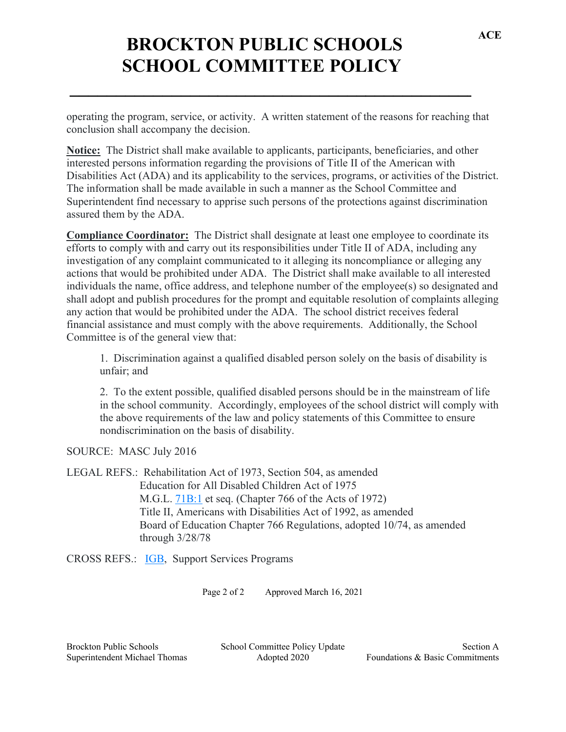operating the program, service, or activity. A written statement of the reasons for reaching that conclusion shall accompany the decision.

**Notice:** The District shall make available to applicants, participants, beneficiaries, and other interested persons information regarding the provisions of Title II of the American with Disabilities Act (ADA) and its applicability to the services, programs, or activities of the District. The information shall be made available in such a manner as the School Committee and Superintendent find necessary to apprise such persons of the protections against discrimination assured them by the ADA.

**Compliance Coordinator:** The District shall designate at least one employee to coordinate its efforts to comply with and carry out its responsibilities under Title II of ADA, including any investigation of any complaint communicated to it alleging its noncompliance or alleging any actions that would be prohibited under ADA. The District shall make available to all interested individuals the name, office address, and telephone number of the employee(s) so designated and shall adopt and publish procedures for the prompt and equitable resolution of complaints alleging any action that would be prohibited under the ADA. The school district receives federal financial assistance and must comply with the above requirements. Additionally, the School Committee is of the general view that:

1. Discrimination against a qualified disabled person solely on the basis of disability is unfair; and

2. To the extent possible, qualified disabled persons should be in the mainstream of life in the school community. Accordingly, employees of the school district will comply with the above requirements of the law and policy statements of this Committee to ensure nondiscrimination on the basis of disability.

SOURCE: MASC July 2016

LEGAL REFS.: Rehabilitation Act of 1973, Section 504, as amended
Education for All Disabled Children Act of 1975
M.G.L. 71B:1 et seq. (Chapter 766 of the Acts of 1972)
Title II, Americans with Disabilities Act of 1992, as amended
Board of Education Chapter 766 Regulations, adopted 10/74, as amended through 3/28/78

CROSS REFS.: IGB, Support Services Programs

Approved March 16, 2021